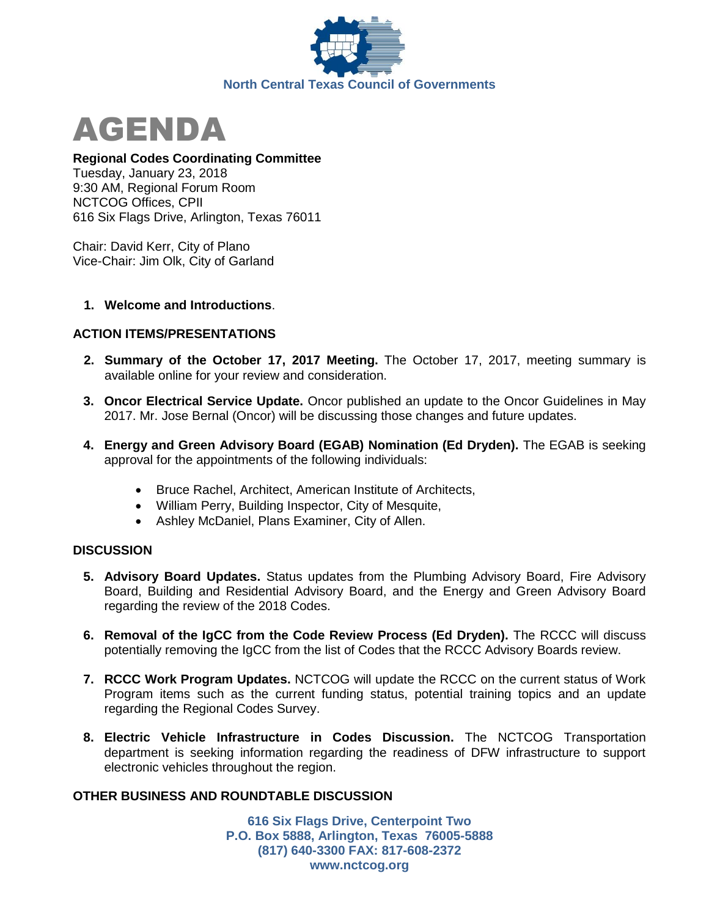North Central Texas Council of Governments

# AGENDA

**Regional Codes Coordinating Committee**
Tuesday, January 23, 2018
9:30 AM, Regional Forum Room
NCTCOG Offices, CPII
616 Six Flags Drive, Arlington, Texas 76011

Chair: David Kerr, City of Plano
Vice-Chair: Jim Olk, City of Garland

1. **Welcome and Introductions**.

## ACTION ITEMS/PRESENTATIONS

2. **Summary of the October 17, 2017 Meeting.** The October 17, 2017, meeting summary is available online for your review and consideration.

3. **Oncor Electrical Service Update.** Oncor published an update to the Oncor Guidelines in May 2017. Mr. Jose Bernal (Oncor) will be discussing those changes and future updates.

4. **Energy and Green Advisory Board (EGAB) Nomination (Ed Dryden).** The EGAB is seeking approval for the appointments of the following individuals:

   - Bruce Rachel, Architect, American Institute of Architects,
   - William Perry, Building Inspector, City of Mesquite,
   - Ashley McDaniel, Plans Examiner, City of Allen.

## DISCUSSION

5. **Advisory Board Updates.** Status updates from the Plumbing Advisory Board, Fire Advisory Board, Building and Residential Advisory Board, and the Energy and Green Advisory Board regarding the review of the 2018 Codes.

6. **Removal of the IgCC from the Code Review Process (Ed Dryden).** The RCCC will discuss potentially removing the IgCC from the list of Codes that the RCCC Advisory Boards review.

7. **RCCC Work Program Updates.** NCTCOG will update the RCCC on the current status of Work Program items such as the current funding status, potential training topics and an update regarding the Regional Codes Survey.

8. **Electric Vehicle Infrastructure in Codes Discussion.** The NCTCOG Transportation department is seeking information regarding the readiness of DFW infrastructure to support electronic vehicles throughout the region.

## OTHER BUSINESS AND ROUNDTABLE DISCUSSION

616 Six Flags Drive, Centerpoint Two
P.O. Box 5888, Arlington, Texas 76005-5888
(817) 640-3300 FAX: 817-608-2372
www.nctcog.org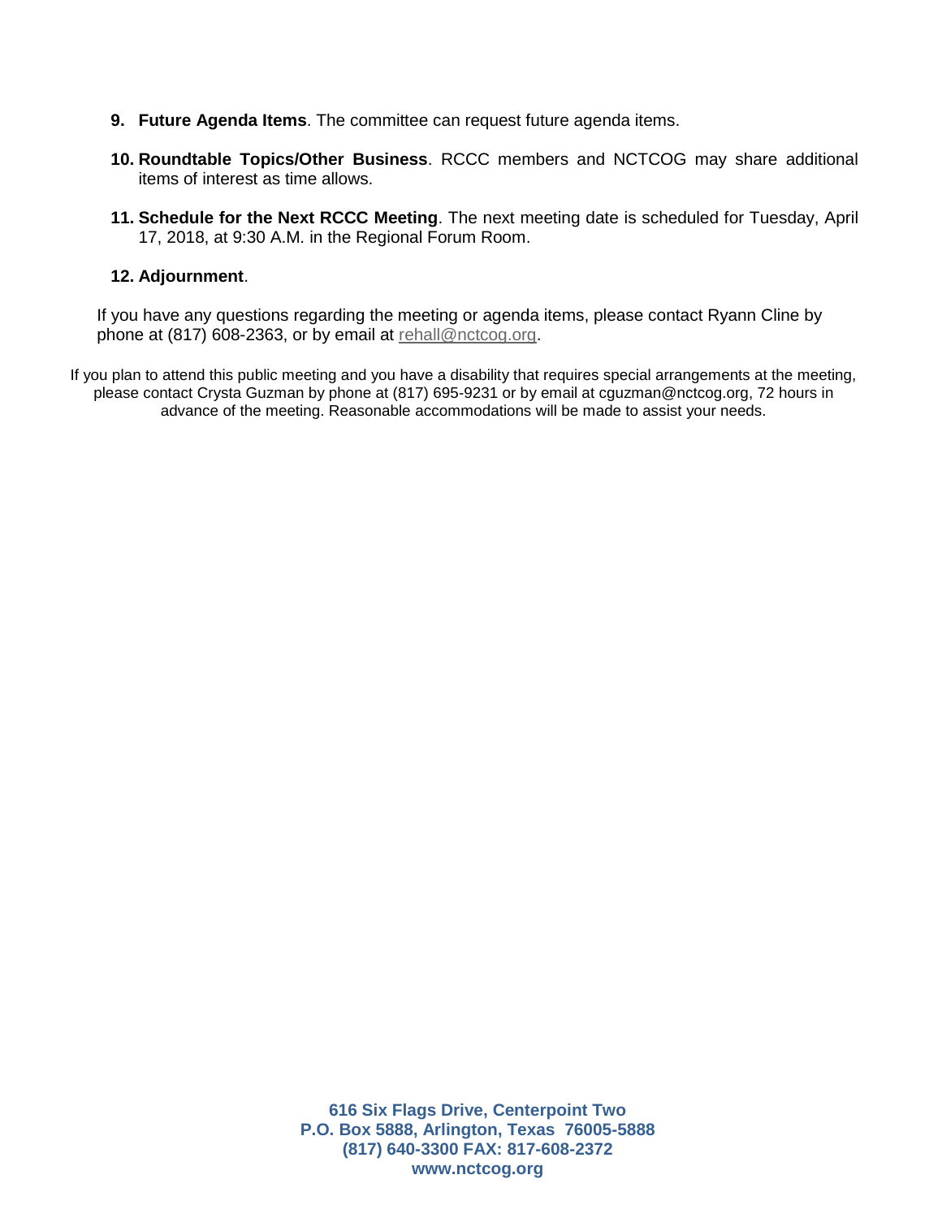9. **Future Agenda Items**. The committee can request future agenda items.

10. **Roundtable Topics/Other Business**. RCCC members and NCTCOG may share additional items of interest as time allows.

11. **Schedule for the Next RCCC Meeting**. The next meeting date is scheduled for Tuesday, April 17, 2018, at 9:30 A.M. in the Regional Forum Room.

12. **Adjournment**.

If you have any questions regarding the meeting or agenda items, please contact Ryann Cline by phone at (817) 608-2363, or by email at rehall@nctcog.org.

If you plan to attend this public meeting and you have a disability that requires special arrangements at the meeting, please contact Crysta Guzman by phone at (817) 695-9231 or by email at cguzman@nctcog.org, 72 hours in advance of the meeting. Reasonable accommodations will be made to assist your needs.

**616 Six Flags Drive, Centerpoint Two**
**P.O. Box 5888, Arlington, Texas 76005-5888**
**(817) 640-3300 FAX: 817-608-2372**
**www.nctcog.org**